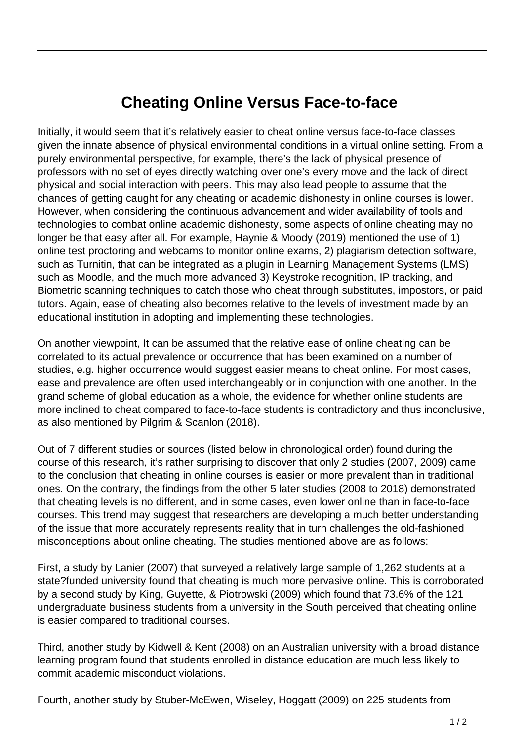# Cheating Online Versus Face-to-face

Initially, it would seem that it's relatively easier to cheat online versus face-to-face classes given the innate absence of physical environmental conditions in a virtual online setting. From a purely environmental perspective, for example, there's the lack of physical presence of professors with no set of eyes directly watching over one's every move and the lack of direct physical and social interaction with peers. This may also lead people to assume that the chances of getting caught for any cheating or academic dishonesty in online courses is lower. However, when considering the continuous advancement and wider availability of tools and technologies to combat online academic dishonesty, some aspects of online cheating may no longer be that easy after all. For example, Haynie & Moody (2019) mentioned the use of 1) online test proctoring and webcams to monitor online exams, 2) plagiarism detection software, such as Turnitin, that can be integrated as a plugin in Learning Management Systems (LMS) such as Moodle, and the much more advanced 3) Keystroke recognition, IP tracking, and Biometric scanning techniques to catch those who cheat through substitutes, impostors, or paid tutors. Again, ease of cheating also becomes relative to the levels of investment made by an educational institution in adopting and implementing these technologies.

On another viewpoint, It can be assumed that the relative ease of online cheating can be correlated to its actual prevalence or occurrence that has been examined on a number of studies, e.g. higher occurrence would suggest easier means to cheat online. For most cases, ease and prevalence are often used interchangeably or in conjunction with one another. In the grand scheme of global education as a whole, the evidence for whether online students are more inclined to cheat compared to face-to-face students is contradictory and thus inconclusive, as also mentioned by Pilgrim & Scanlon (2018).

Out of 7 different studies or sources (listed below in chronological order) found during the course of this research, it's rather surprising to discover that only 2 studies (2007, 2009) came to the conclusion that cheating in online courses is easier or more prevalent than in traditional ones. On the contrary, the findings from the other 5 later studies (2008 to 2018) demonstrated that cheating levels is no different, and in some cases, even lower online than in face-to-face courses. This trend may suggest that researchers are developing a much better understanding of the issue that more accurately represents reality that in turn challenges the old-fashioned misconceptions about online cheating. The studies mentioned above are as follows:

First, a study by Lanier (2007) that surveyed a relatively large sample of 1,262 students at a state?funded university found that cheating is much more pervasive online. This is corroborated by a second study by King, Guyette, & Piotrowski (2009) which found that 73.6% of the 121 undergraduate business students from a university in the South perceived that cheating online is easier compared to traditional courses.

Third, another study by Kidwell & Kent (2008) on an Australian university with a broad distance learning program found that students enrolled in distance education are much less likely to commit academic misconduct violations.

Fourth, another study by Stuber-McEwen, Wiseley, Hoggatt (2009) on 225 students from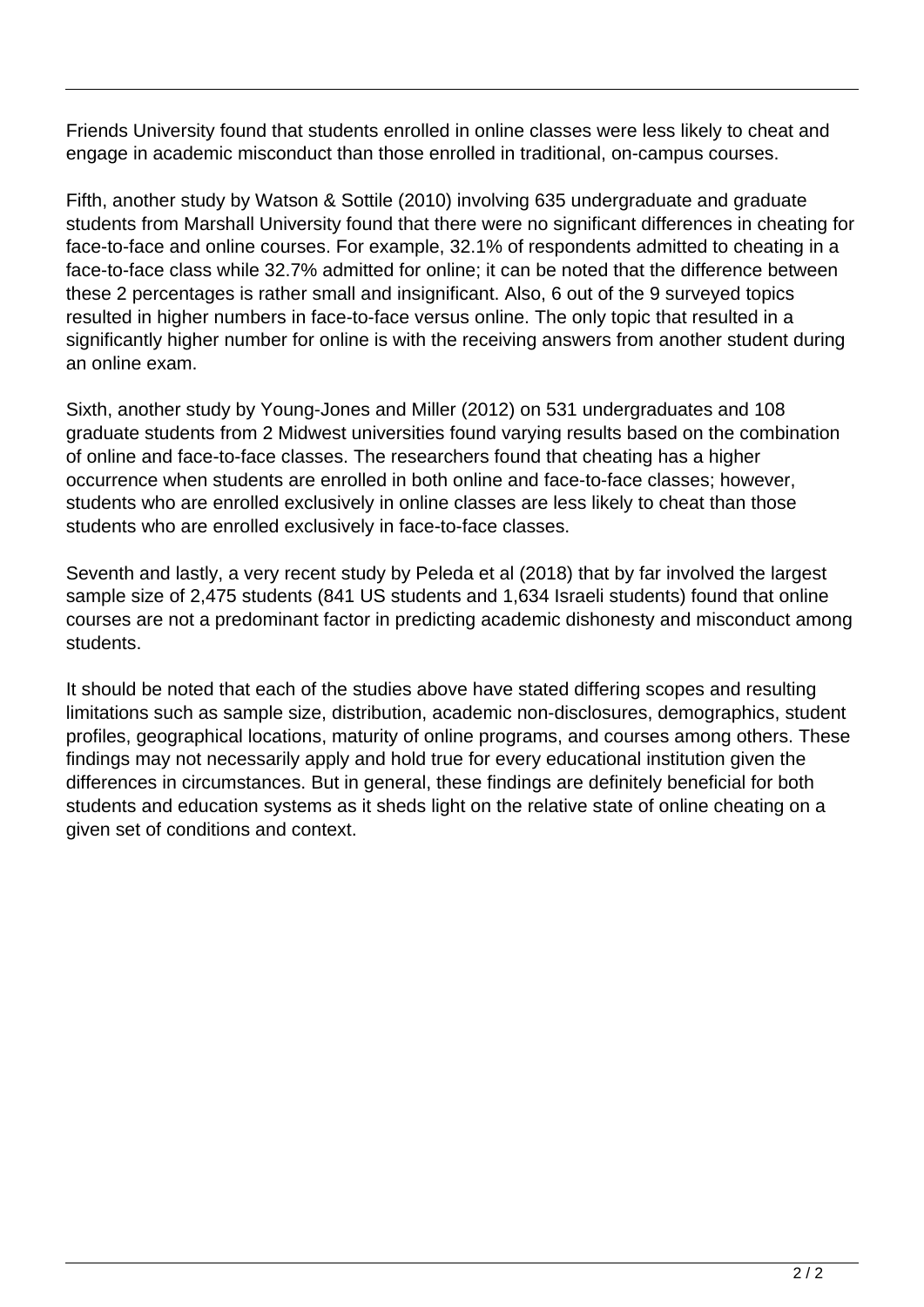Friends University found that students enrolled in online classes were less likely to cheat and engage in academic misconduct than those enrolled in traditional, on-campus courses.

Fifth, another study by Watson & Sottile (2010) involving 635 undergraduate and graduate students from Marshall University found that there were no significant differences in cheating for face-to-face and online courses. For example, 32.1% of respondents admitted to cheating in a face-to-face class while 32.7% admitted for online; it can be noted that the difference between these 2 percentages is rather small and insignificant. Also, 6 out of the 9 surveyed topics resulted in higher numbers in face-to-face versus online. The only topic that resulted in a significantly higher number for online is with the receiving answers from another student during an online exam.

Sixth, another study by Young-Jones and Miller (2012) on 531 undergraduates and 108 graduate students from 2 Midwest universities found varying results based on the combination of online and face-to-face classes. The researchers found that cheating has a higher occurrence when students are enrolled in both online and face-to-face classes; however, students who are enrolled exclusively in online classes are less likely to cheat than those students who are enrolled exclusively in face-to-face classes.

Seventh and lastly, a very recent study by Peleda et al (2018) that by far involved the largest sample size of 2,475 students (841 US students and 1,634 Israeli students) found that online courses are not a predominant factor in predicting academic dishonesty and misconduct among students.

It should be noted that each of the studies above have stated differing scopes and resulting limitations such as sample size, distribution, academic non-disclosures, demographics, student profiles, geographical locations, maturity of online programs, and courses among others. These findings may not necessarily apply and hold true for every educational institution given the differences in circumstances. But in general, these findings are definitely beneficial for both students and education systems as it sheds light on the relative state of online cheating on a given set of conditions and context.